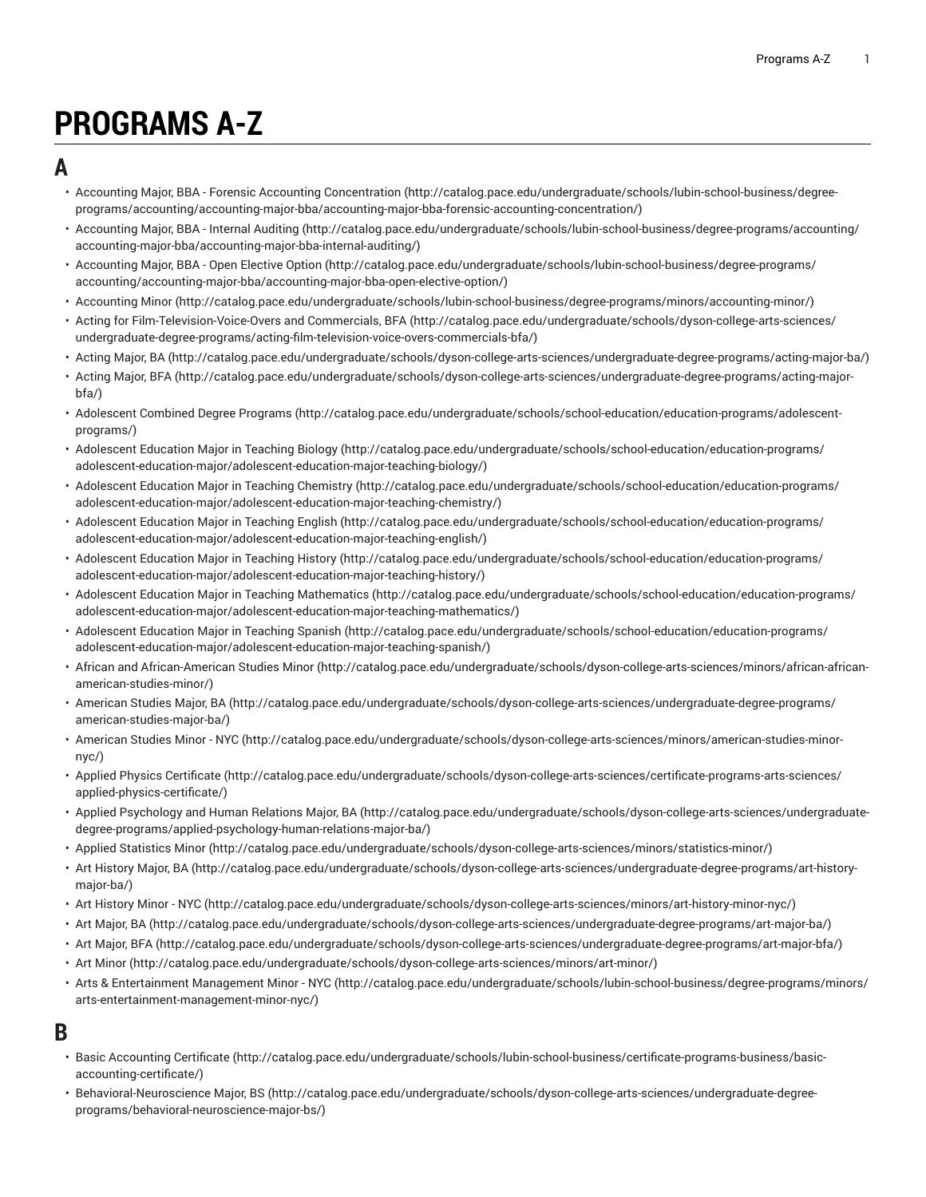# PROGRAMS A-Z

## A

- Accounting Major, BBA - Forensic Accounting Concentration (http://catalog.pace.edu/undergraduate/schools/lubin-school-business/degree-programs/accounting/accounting-major-bba/accounting-major-bba-forensic-accounting-concentration/)
- Accounting Major, BBA - Internal Auditing (http://catalog.pace.edu/undergraduate/schools/lubin-school-business/degree-programs/accounting/accounting-major-bba/accounting-major-bba-internal-auditing/)
- Accounting Major, BBA - Open Elective Option (http://catalog.pace.edu/undergraduate/schools/lubin-school-business/degree-programs/accounting/accounting-major-bba/accounting-major-bba-open-elective-option/)
- Accounting Minor (http://catalog.pace.edu/undergraduate/schools/lubin-school-business/degree-programs/minors/accounting-minor/)
- Acting for Film-Television-Voice-Overs and Commercials, BFA (http://catalog.pace.edu/undergraduate/schools/dyson-college-arts-sciences/undergraduate-degree-programs/acting-film-television-voice-overs-commercials-bfa/)
- Acting Major, BA (http://catalog.pace.edu/undergraduate/schools/dyson-college-arts-sciences/undergraduate-degree-programs/acting-major-ba/)
- Acting Major, BFA (http://catalog.pace.edu/undergraduate/schools/dyson-college-arts-sciences/undergraduate-degree-programs/acting-major-bfa/)
- Adolescent Combined Degree Programs (http://catalog.pace.edu/undergraduate/schools/school-education/education-programs/adolescent-programs/)
- Adolescent Education Major in Teaching Biology (http://catalog.pace.edu/undergraduate/schools/school-education/education-programs/adolescent-education-major/adolescent-education-major-teaching-biology/)
- Adolescent Education Major in Teaching Chemistry (http://catalog.pace.edu/undergraduate/schools/school-education/education-programs/adolescent-education-major/adolescent-education-major-teaching-chemistry/)
- Adolescent Education Major in Teaching English (http://catalog.pace.edu/undergraduate/schools/school-education/education-programs/adolescent-education-major/adolescent-education-major-teaching-english/)
- Adolescent Education Major in Teaching History (http://catalog.pace.edu/undergraduate/schools/school-education/education-programs/adolescent-education-major/adolescent-education-major-teaching-history/)
- Adolescent Education Major in Teaching Mathematics (http://catalog.pace.edu/undergraduate/schools/school-education/education-programs/adolescent-education-major/adolescent-education-major-teaching-mathematics/)
- Adolescent Education Major in Teaching Spanish (http://catalog.pace.edu/undergraduate/schools/school-education/education-programs/adolescent-education-major/adolescent-education-major-teaching-spanish/)
- African and African-American Studies Minor (http://catalog.pace.edu/undergraduate/schools/dyson-college-arts-sciences/minors/african-african-american-studies-minor/)
- American Studies Major, BA (http://catalog.pace.edu/undergraduate/schools/dyson-college-arts-sciences/undergraduate-degree-programs/american-studies-major-ba/)
- American Studies Minor - NYC (http://catalog.pace.edu/undergraduate/schools/dyson-college-arts-sciences/minors/american-studies-minor-nyc/)
- Applied Physics Certificate (http://catalog.pace.edu/undergraduate/schools/dyson-college-arts-sciences/certificate-programs-arts-sciences/applied-physics-certificate/)
- Applied Psychology and Human Relations Major, BA (http://catalog.pace.edu/undergraduate/schools/dyson-college-arts-sciences/undergraduate-degree-programs/applied-psychology-human-relations-major-ba/)
- Applied Statistics Minor (http://catalog.pace.edu/undergraduate/schools/dyson-college-arts-sciences/minors/statistics-minor/)
- Art History Major, BA (http://catalog.pace.edu/undergraduate/schools/dyson-college-arts-sciences/undergraduate-degree-programs/art-history-major-ba/)
- Art History Minor - NYC (http://catalog.pace.edu/undergraduate/schools/dyson-college-arts-sciences/minors/art-history-minor-nyc/)
- Art Major, BA (http://catalog.pace.edu/undergraduate/schools/dyson-college-arts-sciences/undergraduate-degree-programs/art-major-ba/)
- Art Major, BFA (http://catalog.pace.edu/undergraduate/schools/dyson-college-arts-sciences/undergraduate-degree-programs/art-major-bfa/)
- Art Minor (http://catalog.pace.edu/undergraduate/schools/dyson-college-arts-sciences/minors/art-minor/)
- Arts & Entertainment Management Minor - NYC (http://catalog.pace.edu/undergraduate/schools/lubin-school-business/degree-programs/minors/arts-entertainment-management-minor-nyc/)

## B

- Basic Accounting Certificate (http://catalog.pace.edu/undergraduate/schools/lubin-school-business/certificate-programs-business/basic-accounting-certificate/)
- Behavioral-Neuroscience Major, BS (http://catalog.pace.edu/undergraduate/schools/dyson-college-arts-sciences/undergraduate-degree-programs/behavioral-neuroscience-major-bs/)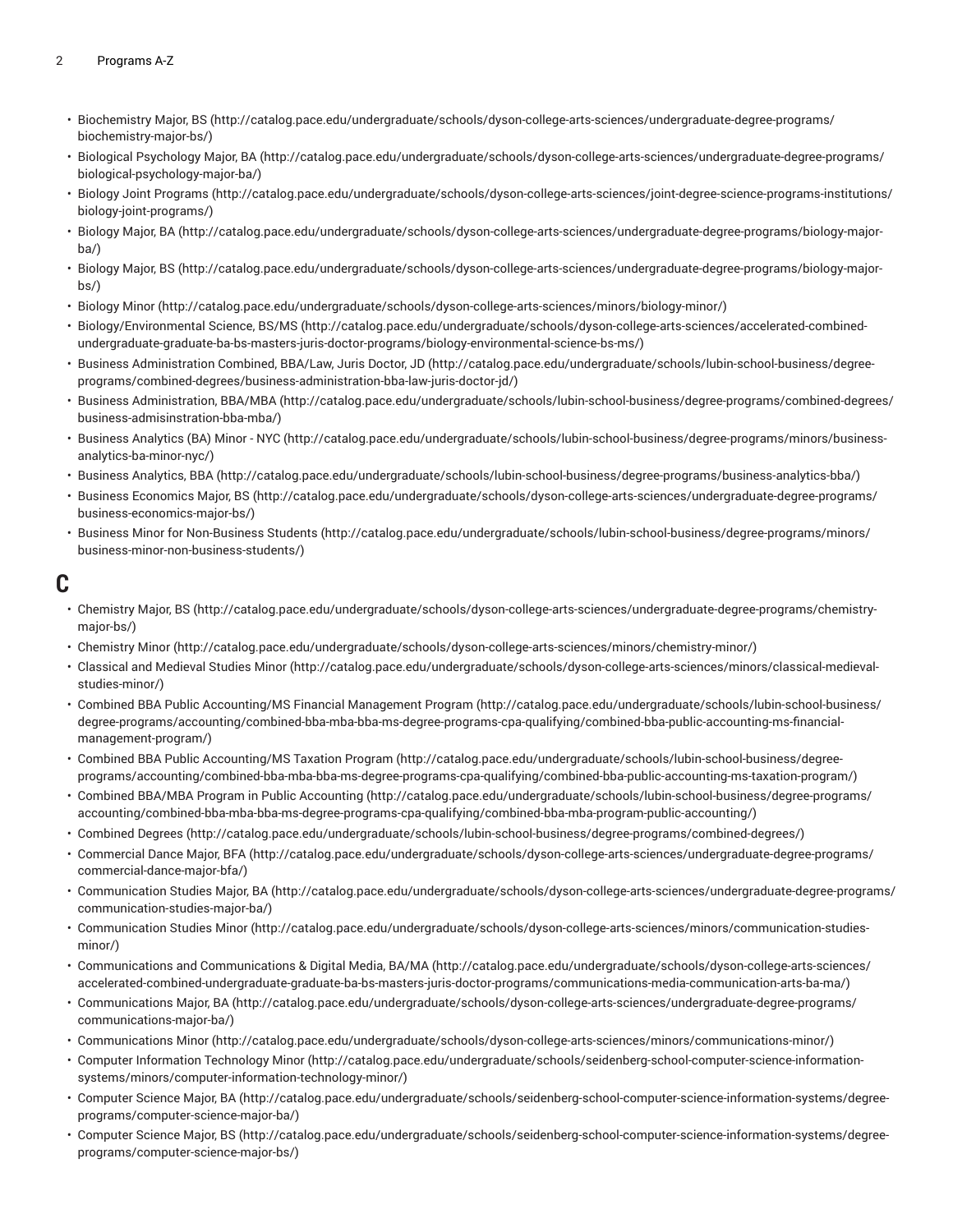- Biochemistry Major, BS (http://catalog.pace.edu/undergraduate/schools/dyson-college-arts-sciences/undergraduate-degree-programs/biochemistry-major-bs/)
- Biological Psychology Major, BA (http://catalog.pace.edu/undergraduate/schools/dyson-college-arts-sciences/undergraduate-degree-programs/biological-psychology-major-ba/)
- Biology Joint Programs (http://catalog.pace.edu/undergraduate/schools/dyson-college-arts-sciences/joint-degree-science-programs-institutions/biology-joint-programs/)
- Biology Major, BA (http://catalog.pace.edu/undergraduate/schools/dyson-college-arts-sciences/undergraduate-degree-programs/biology-major-ba/)
- Biology Major, BS (http://catalog.pace.edu/undergraduate/schools/dyson-college-arts-sciences/undergraduate-degree-programs/biology-major-bs/)
- Biology Minor (http://catalog.pace.edu/undergraduate/schools/dyson-college-arts-sciences/minors/biology-minor/)
- Biology/Environmental Science, BS/MS (http://catalog.pace.edu/undergraduate/schools/dyson-college-arts-sciences/accelerated-combined-undergraduate-graduate-ba-bs-masters-juris-doctor-programs/biology-environmental-science-bs-ms/)
- Business Administration Combined, BBA/Law, Juris Doctor, JD (http://catalog.pace.edu/undergraduate/schools/lubin-school-business/degree-programs/combined-degrees/business-administration-bba-law-juris-doctor-jd/)
- Business Administration, BBA/MBA (http://catalog.pace.edu/undergraduate/schools/lubin-school-business/degree-programs/combined-degrees/business-admisinstration-bba-mba/)
- Business Analytics (BA) Minor - NYC (http://catalog.pace.edu/undergraduate/schools/lubin-school-business/degree-programs/minors/business-analytics-ba-minor-nyc/)
- Business Analytics, BBA (http://catalog.pace.edu/undergraduate/schools/lubin-school-business/degree-programs/business-analytics-bba/)
- Business Economics Major, BS (http://catalog.pace.edu/undergraduate/schools/dyson-college-arts-sciences/undergraduate-degree-programs/business-economics-major-bs/)
- Business Minor for Non-Business Students (http://catalog.pace.edu/undergraduate/schools/lubin-school-business/degree-programs/minors/business-minor-non-business-students/)

## C

- Chemistry Major, BS (http://catalog.pace.edu/undergraduate/schools/dyson-college-arts-sciences/undergraduate-degree-programs/chemistry-major-bs/)
- Chemistry Minor (http://catalog.pace.edu/undergraduate/schools/dyson-college-arts-sciences/minors/chemistry-minor/)
- Classical and Medieval Studies Minor (http://catalog.pace.edu/undergraduate/schools/dyson-college-arts-sciences/minors/classical-medieval-studies-minor/)
- Combined BBA Public Accounting/MS Financial Management Program (http://catalog.pace.edu/undergraduate/schools/lubin-school-business/degree-programs/accounting/combined-bba-mba-bba-ms-degree-programs-cpa-qualifying/combined-bba-public-accounting-ms-financial-management-program/)
- Combined BBA Public Accounting/MS Taxation Program (http://catalog.pace.edu/undergraduate/schools/lubin-school-business/degree-programs/accounting/combined-bba-mba-bba-ms-degree-programs-cpa-qualifying/combined-bba-public-accounting-ms-taxation-program/)
- Combined BBA/MBA Program in Public Accounting (http://catalog.pace.edu/undergraduate/schools/lubin-school-business/degree-programs/accounting/combined-bba-mba-bba-ms-degree-programs-cpa-qualifying/combined-bba-mba-program-public-accounting/)
- Combined Degrees (http://catalog.pace.edu/undergraduate/schools/lubin-school-business/degree-programs/combined-degrees/)
- Commercial Dance Major, BFA (http://catalog.pace.edu/undergraduate/schools/dyson-college-arts-sciences/undergraduate-degree-programs/commercial-dance-major-bfa/)
- Communication Studies Major, BA (http://catalog.pace.edu/undergraduate/schools/dyson-college-arts-sciences/undergraduate-degree-programs/communication-studies-major-ba/)
- Communication Studies Minor (http://catalog.pace.edu/undergraduate/schools/dyson-college-arts-sciences/minors/communication-studies-minor/)
- Communications and Communications & Digital Media, BA/MA (http://catalog.pace.edu/undergraduate/schools/dyson-college-arts-sciences/accelerated-combined-undergraduate-graduate-ba-bs-masters-juris-doctor-programs/communications-media-communication-arts-ba-ma/)
- Communications Major, BA (http://catalog.pace.edu/undergraduate/schools/dyson-college-arts-sciences/undergraduate-degree-programs/communications-major-ba/)
- Communications Minor (http://catalog.pace.edu/undergraduate/schools/dyson-college-arts-sciences/minors/communications-minor/)
- Computer Information Technology Minor (http://catalog.pace.edu/undergraduate/schools/seidenberg-school-computer-science-information-systems/minors/computer-information-technology-minor/)
- Computer Science Major, BA (http://catalog.pace.edu/undergraduate/schools/seidenberg-school-computer-science-information-systems/degree-programs/computer-science-major-ba/)
- Computer Science Major, BS (http://catalog.pace.edu/undergraduate/schools/seidenberg-school-computer-science-information-systems/degree-programs/computer-science-major-bs/)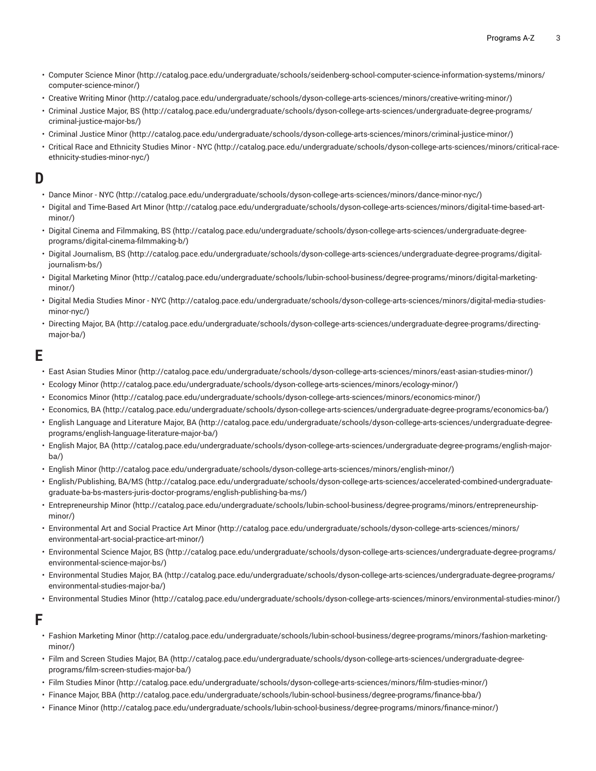- Computer Science Minor (http://catalog.pace.edu/undergraduate/schools/seidenberg-school-computer-science-information-systems/minors/computer-science-minor/)
- Creative Writing Minor (http://catalog.pace.edu/undergraduate/schools/dyson-college-arts-sciences/minors/creative-writing-minor/)
- Criminal Justice Major, BS (http://catalog.pace.edu/undergraduate/schools/dyson-college-arts-sciences/undergraduate-degree-programs/criminal-justice-major-bs/)
- Criminal Justice Minor (http://catalog.pace.edu/undergraduate/schools/dyson-college-arts-sciences/minors/criminal-justice-minor/)
- Critical Race and Ethnicity Studies Minor - NYC (http://catalog.pace.edu/undergraduate/schools/dyson-college-arts-sciences/minors/critical-race-ethnicity-studies-minor-nyc/)

# D

- Dance Minor - NYC (http://catalog.pace.edu/undergraduate/schools/dyson-college-arts-sciences/minors/dance-minor-nyc/)
- Digital and Time-Based Art Minor (http://catalog.pace.edu/undergraduate/schools/dyson-college-arts-sciences/minors/digital-time-based-art-minor/)
- Digital Cinema and Filmmaking, BS (http://catalog.pace.edu/undergraduate/schools/dyson-college-arts-sciences/undergraduate-degree-programs/digital-cinema-filmmaking-b/)
- Digital Journalism, BS (http://catalog.pace.edu/undergraduate/schools/dyson-college-arts-sciences/undergraduate-degree-programs/digital-journalism-bs/)
- Digital Marketing Minor (http://catalog.pace.edu/undergraduate/schools/lubin-school-business/degree-programs/minors/digital-marketing-minor/)
- Digital Media Studies Minor - NYC (http://catalog.pace.edu/undergraduate/schools/dyson-college-arts-sciences/minors/digital-media-studies-minor-nyc/)
- Directing Major, BA (http://catalog.pace.edu/undergraduate/schools/dyson-college-arts-sciences/undergraduate-degree-programs/directing-major-ba/)

# E

- East Asian Studies Minor (http://catalog.pace.edu/undergraduate/schools/dyson-college-arts-sciences/minors/east-asian-studies-minor/)
- Ecology Minor (http://catalog.pace.edu/undergraduate/schools/dyson-college-arts-sciences/minors/ecology-minor/)
- Economics Minor (http://catalog.pace.edu/undergraduate/schools/dyson-college-arts-sciences/minors/economics-minor/)
- Economics, BA (http://catalog.pace.edu/undergraduate/schools/dyson-college-arts-sciences/undergraduate-degree-programs/economics-ba/)
- English Language and Literature Major, BA (http://catalog.pace.edu/undergraduate/schools/dyson-college-arts-sciences/undergraduate-degree-programs/english-language-literature-major-ba/)
- English Major, BA (http://catalog.pace.edu/undergraduate/schools/dyson-college-arts-sciences/undergraduate-degree-programs/english-major-ba/)
- English Minor (http://catalog.pace.edu/undergraduate/schools/dyson-college-arts-sciences/minors/english-minor/)
- English/Publishing, BA/MS (http://catalog.pace.edu/undergraduate/schools/dyson-college-arts-sciences/accelerated-combined-undergraduate-graduate-ba-bs-masters-juris-doctor-programs/english-publishing-ba-ms/)
- Entrepreneurship Minor (http://catalog.pace.edu/undergraduate/schools/lubin-school-business/degree-programs/minors/entrepreneurship-minor/)
- Environmental Art and Social Practice Art Minor (http://catalog.pace.edu/undergraduate/schools/dyson-college-arts-sciences/minors/environmental-art-social-practice-art-minor/)
- Environmental Science Major, BS (http://catalog.pace.edu/undergraduate/schools/dyson-college-arts-sciences/undergraduate-degree-programs/environmental-science-major-bs/)
- Environmental Studies Major, BA (http://catalog.pace.edu/undergraduate/schools/dyson-college-arts-sciences/undergraduate-degree-programs/environmental-studies-major-ba/)
- Environmental Studies Minor (http://catalog.pace.edu/undergraduate/schools/dyson-college-arts-sciences/minors/environmental-studies-minor/)

# F

- Fashion Marketing Minor (http://catalog.pace.edu/undergraduate/schools/lubin-school-business/degree-programs/minors/fashion-marketing-minor/)
- Film and Screen Studies Major, BA (http://catalog.pace.edu/undergraduate/schools/dyson-college-arts-sciences/undergraduate-degree-programs/film-screen-studies-major-ba/)
- Film Studies Minor (http://catalog.pace.edu/undergraduate/schools/dyson-college-arts-sciences/minors/film-studies-minor/)
- Finance Major, BBA (http://catalog.pace.edu/undergraduate/schools/lubin-school-business/degree-programs/finance-bba/)
- Finance Minor (http://catalog.pace.edu/undergraduate/schools/lubin-school-business/degree-programs/minors/finance-minor/)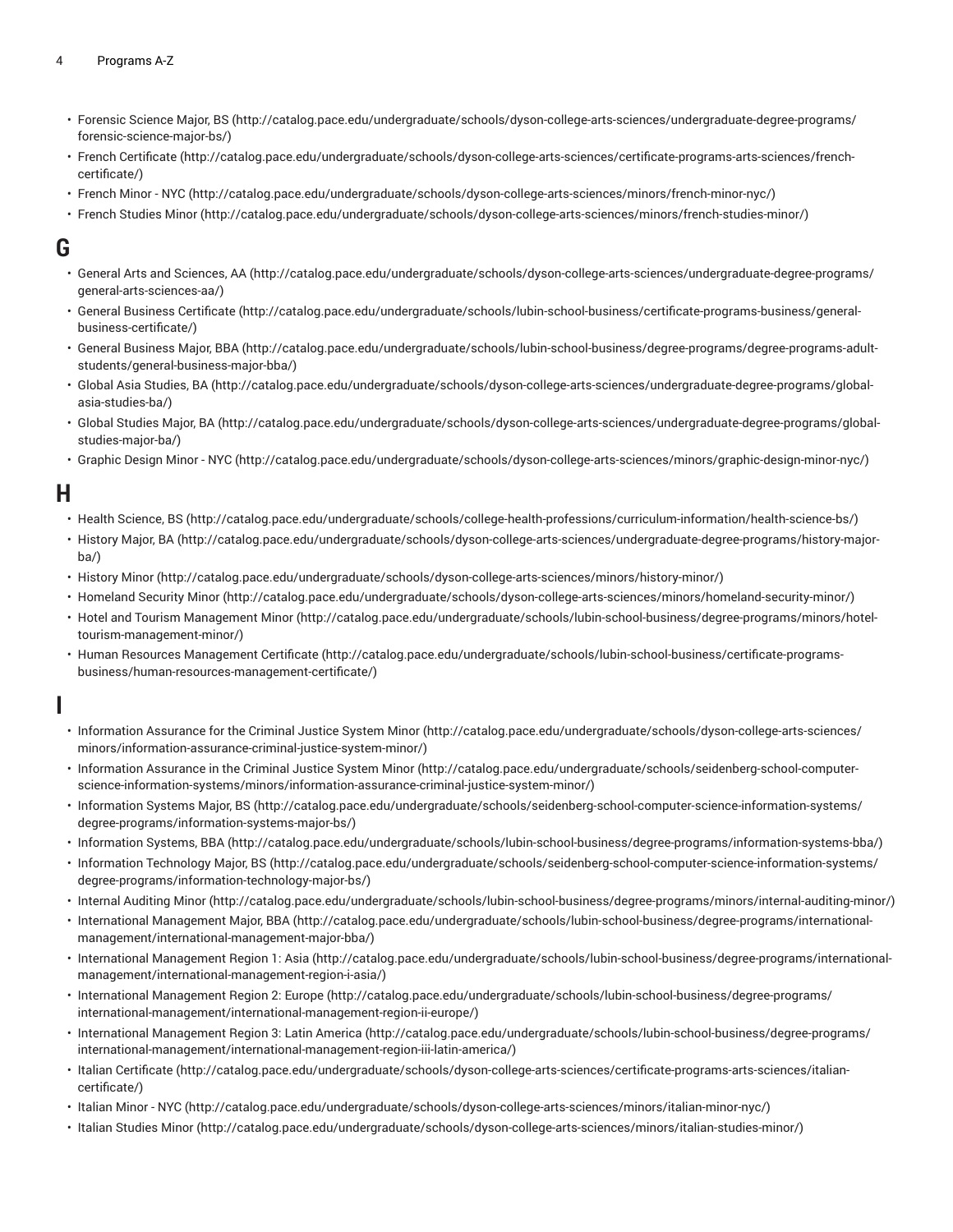- Forensic Science Major, BS (http://catalog.pace.edu/undergraduate/schools/dyson-college-arts-sciences/undergraduate-degree-programs/forensic-science-major-bs/)
- French Certificate (http://catalog.pace.edu/undergraduate/schools/dyson-college-arts-sciences/certificate-programs-arts-sciences/french-certificate/)
- French Minor - NYC (http://catalog.pace.edu/undergraduate/schools/dyson-college-arts-sciences/minors/french-minor-nyc/)
- French Studies Minor (http://catalog.pace.edu/undergraduate/schools/dyson-college-arts-sciences/minors/french-studies-minor/)

## G

- General Arts and Sciences, AA (http://catalog.pace.edu/undergraduate/schools/dyson-college-arts-sciences/undergraduate-degree-programs/general-arts-sciences-aa/)
- General Business Certificate (http://catalog.pace.edu/undergraduate/schools/lubin-school-business/certificate-programs-business/general-business-certificate/)
- General Business Major, BBA (http://catalog.pace.edu/undergraduate/schools/lubin-school-business/degree-programs/degree-programs-adult-students/general-business-major-bba/)
- Global Asia Studies, BA (http://catalog.pace.edu/undergraduate/schools/dyson-college-arts-sciences/undergraduate-degree-programs/global-asia-studies-ba/)
- Global Studies Major, BA (http://catalog.pace.edu/undergraduate/schools/dyson-college-arts-sciences/undergraduate-degree-programs/global-studies-major-ba/)
- Graphic Design Minor - NYC (http://catalog.pace.edu/undergraduate/schools/dyson-college-arts-sciences/minors/graphic-design-minor-nyc/)

## H

- Health Science, BS (http://catalog.pace.edu/undergraduate/schools/college-health-professions/curriculum-information/health-science-bs/)
- History Major, BA (http://catalog.pace.edu/undergraduate/schools/dyson-college-arts-sciences/undergraduate-degree-programs/history-major-ba/)
- History Minor (http://catalog.pace.edu/undergraduate/schools/dyson-college-arts-sciences/minors/history-minor/)
- Homeland Security Minor (http://catalog.pace.edu/undergraduate/schools/dyson-college-arts-sciences/minors/homeland-security-minor/)
- Hotel and Tourism Management Minor (http://catalog.pace.edu/undergraduate/schools/lubin-school-business/degree-programs/minors/hotel-tourism-management-minor/)
- Human Resources Management Certificate (http://catalog.pace.edu/undergraduate/schools/lubin-school-business/certificate-programs-business/human-resources-management-certificate/)

## I

- Information Assurance for the Criminal Justice System Minor (http://catalog.pace.edu/undergraduate/schools/dyson-college-arts-sciences/minors/information-assurance-criminal-justice-system-minor/)
- Information Assurance in the Criminal Justice System Minor (http://catalog.pace.edu/undergraduate/schools/seidenberg-school-computer-science-information-systems/minors/information-assurance-criminal-justice-system-minor/)
- Information Systems Major, BS (http://catalog.pace.edu/undergraduate/schools/seidenberg-school-computer-science-information-systems/degree-programs/information-systems-major-bs/)
- Information Systems, BBA (http://catalog.pace.edu/undergraduate/schools/lubin-school-business/degree-programs/information-systems-bba/)
- Information Technology Major, BS (http://catalog.pace.edu/undergraduate/schools/seidenberg-school-computer-science-information-systems/degree-programs/information-technology-major-bs/)
- Internal Auditing Minor (http://catalog.pace.edu/undergraduate/schools/lubin-school-business/degree-programs/minors/internal-auditing-minor/)
- International Management Major, BBA (http://catalog.pace.edu/undergraduate/schools/lubin-school-business/degree-programs/international-management/international-management-major-bba/)
- International Management Region 1: Asia (http://catalog.pace.edu/undergraduate/schools/lubin-school-business/degree-programs/international-management/international-management-region-i-asia/)
- International Management Region 2: Europe (http://catalog.pace.edu/undergraduate/schools/lubin-school-business/degree-programs/international-management/international-management-region-ii-europe/)
- International Management Region 3: Latin America (http://catalog.pace.edu/undergraduate/schools/lubin-school-business/degree-programs/international-management/international-management-region-iii-latin-america/)
- Italian Certificate (http://catalog.pace.edu/undergraduate/schools/dyson-college-arts-sciences/certificate-programs-arts-sciences/italian-certificate/)
- Italian Minor - NYC (http://catalog.pace.edu/undergraduate/schools/dyson-college-arts-sciences/minors/italian-minor-nyc/)
- Italian Studies Minor (http://catalog.pace.edu/undergraduate/schools/dyson-college-arts-sciences/minors/italian-studies-minor/)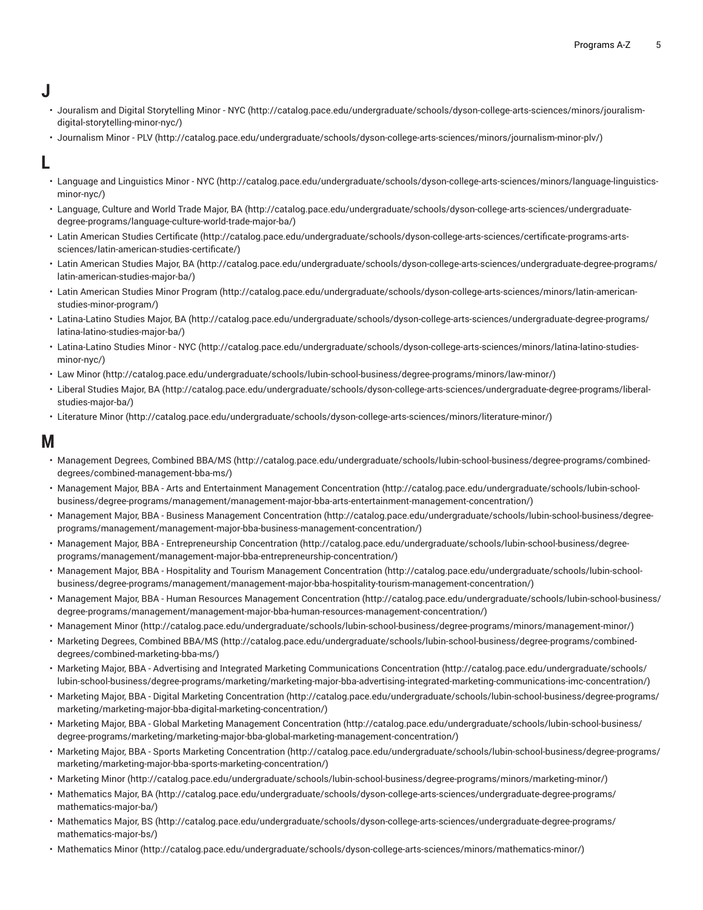## J

- Jouralism and Digital Storytelling Minor - NYC (http://catalog.pace.edu/undergraduate/schools/dyson-college-arts-sciences/minors/jouralism-digital-storytelling-minor-nyc/)
- Journalism Minor - PLV (http://catalog.pace.edu/undergraduate/schools/dyson-college-arts-sciences/minors/journalism-minor-plv/)

## L

- Language and Linguistics Minor - NYC (http://catalog.pace.edu/undergraduate/schools/dyson-college-arts-sciences/minors/language-linguistics-minor-nyc/)
- Language, Culture and World Trade Major, BA (http://catalog.pace.edu/undergraduate/schools/dyson-college-arts-sciences/undergraduate-degree-programs/language-culture-world-trade-major-ba/)
- Latin American Studies Certificate (http://catalog.pace.edu/undergraduate/schools/dyson-college-arts-sciences/certificate-programs-arts-sciences/latin-american-studies-certificate/)
- Latin American Studies Major, BA (http://catalog.pace.edu/undergraduate/schools/dyson-college-arts-sciences/undergraduate-degree-programs/latin-american-studies-major-ba/)
- Latin American Studies Minor Program (http://catalog.pace.edu/undergraduate/schools/dyson-college-arts-sciences/minors/latin-american-studies-minor-program/)
- Latina-Latino Studies Major, BA (http://catalog.pace.edu/undergraduate/schools/dyson-college-arts-sciences/undergraduate-degree-programs/latina-latino-studies-major-ba/)
- Latina-Latino Studies Minor - NYC (http://catalog.pace.edu/undergraduate/schools/dyson-college-arts-sciences/minors/latina-latino-studies-minor-nyc/)
- Law Minor (http://catalog.pace.edu/undergraduate/schools/lubin-school-business/degree-programs/minors/law-minor/)
- Liberal Studies Major, BA (http://catalog.pace.edu/undergraduate/schools/dyson-college-arts-sciences/undergraduate-degree-programs/liberal-studies-major-ba/)
- Literature Minor (http://catalog.pace.edu/undergraduate/schools/dyson-college-arts-sciences/minors/literature-minor/)

## M

- Management Degrees, Combined BBA/MS (http://catalog.pace.edu/undergraduate/schools/lubin-school-business/degree-programs/combined-degrees/combined-management-bba-ms/)
- Management Major, BBA - Arts and Entertainment Management Concentration (http://catalog.pace.edu/undergraduate/schools/lubin-school-business/degree-programs/management/management-major-bba-arts-entertainment-management-concentration/)
- Management Major, BBA - Business Management Concentration (http://catalog.pace.edu/undergraduate/schools/lubin-school-business/degree-programs/management/management-major-bba-business-management-concentration/)
- Management Major, BBA - Entrepreneurship Concentration (http://catalog.pace.edu/undergraduate/schools/lubin-school-business/degree-programs/management/management-major-bba-entrepreneurship-concentration/)
- Management Major, BBA - Hospitality and Tourism Management Concentration (http://catalog.pace.edu/undergraduate/schools/lubin-school-business/degree-programs/management/management-major-bba-hospitality-tourism-management-concentration/)
- Management Major, BBA - Human Resources Management Concentration (http://catalog.pace.edu/undergraduate/schools/lubin-school-business/degree-programs/management/management-major-bba-human-resources-management-concentration/)
- Management Minor (http://catalog.pace.edu/undergraduate/schools/lubin-school-business/degree-programs/minors/management-minor/)
- Marketing Degrees, Combined BBA/MS (http://catalog.pace.edu/undergraduate/schools/lubin-school-business/degree-programs/combined-degrees/combined-marketing-bba-ms/)
- Marketing Major, BBA - Advertising and Integrated Marketing Communications Concentration (http://catalog.pace.edu/undergraduate/schools/lubin-school-business/degree-programs/marketing/marketing-major-bba-advertising-integrated-marketing-communications-imc-concentration/)
- Marketing Major, BBA - Digital Marketing Concentration (http://catalog.pace.edu/undergraduate/schools/lubin-school-business/degree-programs/marketing/marketing-major-bba-digital-marketing-concentration/)
- Marketing Major, BBA - Global Marketing Management Concentration (http://catalog.pace.edu/undergraduate/schools/lubin-school-business/degree-programs/marketing/marketing-major-bba-global-marketing-management-concentration/)
- Marketing Major, BBA - Sports Marketing Concentration (http://catalog.pace.edu/undergraduate/schools/lubin-school-business/degree-programs/marketing/marketing-major-bba-sports-marketing-concentration/)
- Marketing Minor (http://catalog.pace.edu/undergraduate/schools/lubin-school-business/degree-programs/minors/marketing-minor/)
- Mathematics Major, BA (http://catalog.pace.edu/undergraduate/schools/dyson-college-arts-sciences/undergraduate-degree-programs/mathematics-major-ba/)
- Mathematics Major, BS (http://catalog.pace.edu/undergraduate/schools/dyson-college-arts-sciences/undergraduate-degree-programs/mathematics-major-bs/)
- Mathematics Minor (http://catalog.pace.edu/undergraduate/schools/dyson-college-arts-sciences/minors/mathematics-minor/)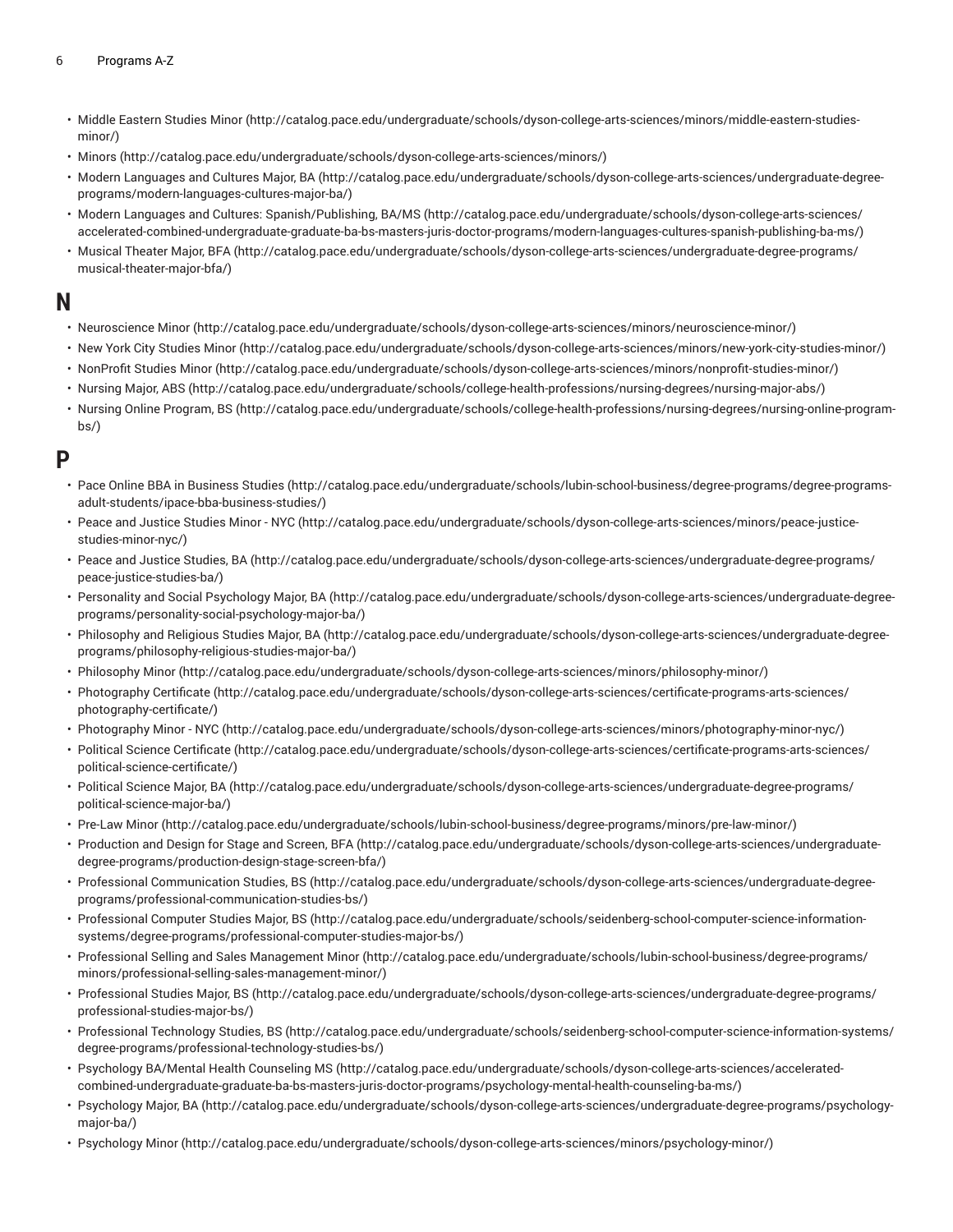- Middle Eastern Studies Minor (http://catalog.pace.edu/undergraduate/schools/dyson-college-arts-sciences/minors/middle-eastern-studies-minor/)
- Minors (http://catalog.pace.edu/undergraduate/schools/dyson-college-arts-sciences/minors/)
- Modern Languages and Cultures Major, BA (http://catalog.pace.edu/undergraduate/schools/dyson-college-arts-sciences/undergraduate-degree-programs/modern-languages-cultures-major-ba/)
- Modern Languages and Cultures: Spanish/Publishing, BA/MS (http://catalog.pace.edu/undergraduate/schools/dyson-college-arts-sciences/accelerated-combined-undergraduate-graduate-ba-bs-masters-juris-doctor-programs/modern-languages-cultures-spanish-publishing-ba-ms/)
- Musical Theater Major, BFA (http://catalog.pace.edu/undergraduate/schools/dyson-college-arts-sciences/undergraduate-degree-programs/musical-theater-major-bfa/)

## N

- Neuroscience Minor (http://catalog.pace.edu/undergraduate/schools/dyson-college-arts-sciences/minors/neuroscience-minor/)
- New York City Studies Minor (http://catalog.pace.edu/undergraduate/schools/dyson-college-arts-sciences/minors/new-york-city-studies-minor/)
- NonProfit Studies Minor (http://catalog.pace.edu/undergraduate/schools/dyson-college-arts-sciences/minors/nonprofit-studies-minor/)
- Nursing Major, ABS (http://catalog.pace.edu/undergraduate/schools/college-health-professions/nursing-degrees/nursing-major-abs/)
- Nursing Online Program, BS (http://catalog.pace.edu/undergraduate/schools/college-health-professions/nursing-degrees/nursing-online-program-bs/)

## P

- Pace Online BBA in Business Studies (http://catalog.pace.edu/undergraduate/schools/lubin-school-business/degree-programs/degree-programs-adult-students/ipace-bba-business-studies/)
- Peace and Justice Studies Minor - NYC (http://catalog.pace.edu/undergraduate/schools/dyson-college-arts-sciences/minors/peace-justice-studies-minor-nyc/)
- Peace and Justice Studies, BA (http://catalog.pace.edu/undergraduate/schools/dyson-college-arts-sciences/undergraduate-degree-programs/peace-justice-studies-ba/)
- Personality and Social Psychology Major, BA (http://catalog.pace.edu/undergraduate/schools/dyson-college-arts-sciences/undergraduate-degree-programs/personality-social-psychology-major-ba/)
- Philosophy and Religious Studies Major, BA (http://catalog.pace.edu/undergraduate/schools/dyson-college-arts-sciences/undergraduate-degree-programs/philosophy-religious-studies-major-ba/)
- Philosophy Minor (http://catalog.pace.edu/undergraduate/schools/dyson-college-arts-sciences/minors/philosophy-minor/)
- Photography Certificate (http://catalog.pace.edu/undergraduate/schools/dyson-college-arts-sciences/certificate-programs-arts-sciences/photography-certificate/)
- Photography Minor - NYC (http://catalog.pace.edu/undergraduate/schools/dyson-college-arts-sciences/minors/photography-minor-nyc/)
- Political Science Certificate (http://catalog.pace.edu/undergraduate/schools/dyson-college-arts-sciences/certificate-programs-arts-sciences/political-science-certificate/)
- Political Science Major, BA (http://catalog.pace.edu/undergraduate/schools/dyson-college-arts-sciences/undergraduate-degree-programs/political-science-major-ba/)
- Pre-Law Minor (http://catalog.pace.edu/undergraduate/schools/lubin-school-business/degree-programs/minors/pre-law-minor/)
- Production and Design for Stage and Screen, BFA (http://catalog.pace.edu/undergraduate/schools/dyson-college-arts-sciences/undergraduate-degree-programs/production-design-stage-screen-bfa/)
- Professional Communication Studies, BS (http://catalog.pace.edu/undergraduate/schools/dyson-college-arts-sciences/undergraduate-degree-programs/professional-communication-studies-bs/)
- Professional Computer Studies Major, BS (http://catalog.pace.edu/undergraduate/schools/seidenberg-school-computer-science-information-systems/degree-programs/professional-computer-studies-major-bs/)
- Professional Selling and Sales Management Minor (http://catalog.pace.edu/undergraduate/schools/lubin-school-business/degree-programs/minors/professional-selling-sales-management-minor/)
- Professional Studies Major, BS (http://catalog.pace.edu/undergraduate/schools/dyson-college-arts-sciences/undergraduate-degree-programs/professional-studies-major-bs/)
- Professional Technology Studies, BS (http://catalog.pace.edu/undergraduate/schools/seidenberg-school-computer-science-information-systems/degree-programs/professional-technology-studies-bs/)
- Psychology BA/Mental Health Counseling MS (http://catalog.pace.edu/undergraduate/schools/dyson-college-arts-sciences/accelerated-combined-undergraduate-graduate-ba-bs-masters-juris-doctor-programs/psychology-mental-health-counseling-ba-ms/)
- Psychology Major, BA (http://catalog.pace.edu/undergraduate/schools/dyson-college-arts-sciences/undergraduate-degree-programs/psychology-major-ba/)
- Psychology Minor (http://catalog.pace.edu/undergraduate/schools/dyson-college-arts-sciences/minors/psychology-minor/)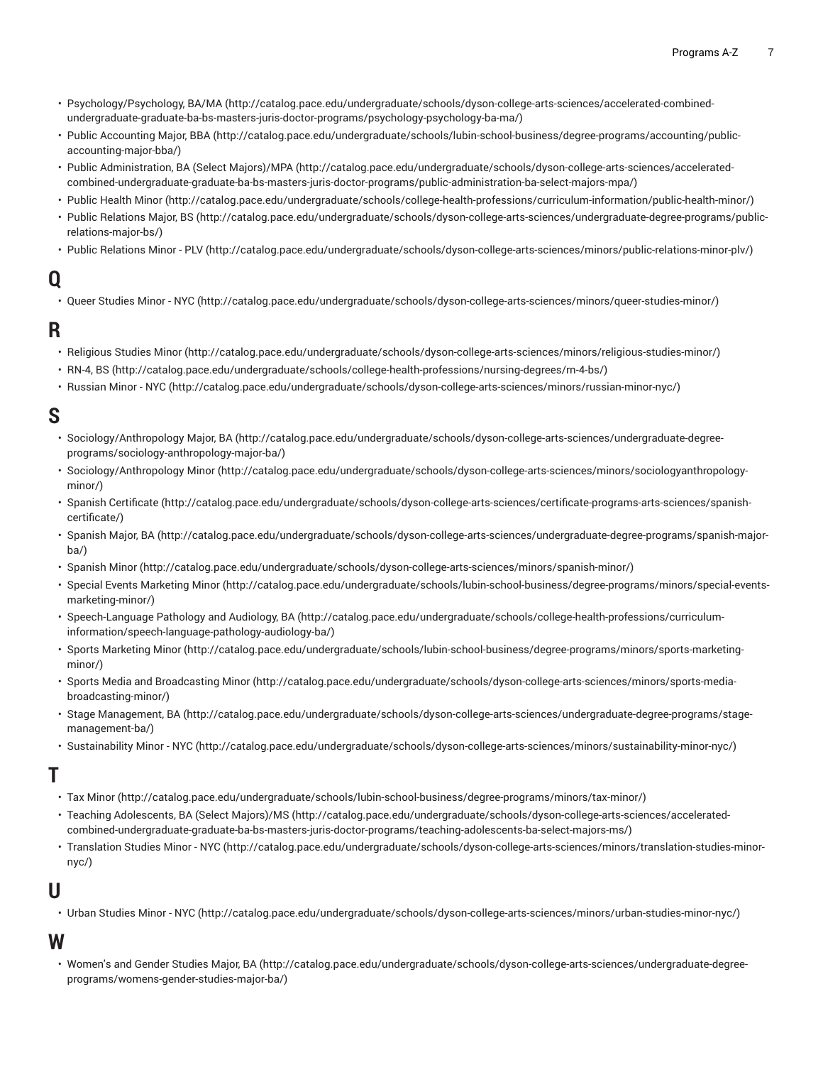- Psychology/Psychology, BA/MA (http://catalog.pace.edu/undergraduate/schools/dyson-college-arts-sciences/accelerated-combined-undergraduate-graduate-ba-bs-masters-juris-doctor-programs/psychology-psychology-ba-ma/)
- Public Accounting Major, BBA (http://catalog.pace.edu/undergraduate/schools/lubin-school-business/degree-programs/accounting/public-accounting-major-bba/)
- Public Administration, BA (Select Majors)/MPA (http://catalog.pace.edu/undergraduate/schools/dyson-college-arts-sciences/accelerated-combined-undergraduate-graduate-ba-bs-masters-juris-doctor-programs/public-administration-ba-select-majors-mpa/)
- Public Health Minor (http://catalog.pace.edu/undergraduate/schools/college-health-professions/curriculum-information/public-health-minor/)
- Public Relations Major, BS (http://catalog.pace.edu/undergraduate/schools/dyson-college-arts-sciences/undergraduate-degree-programs/public-relations-major-bs/)
- Public Relations Minor - PLV (http://catalog.pace.edu/undergraduate/schools/dyson-college-arts-sciences/minors/public-relations-minor-plv/)

# Q

- Queer Studies Minor - NYC (http://catalog.pace.edu/undergraduate/schools/dyson-college-arts-sciences/minors/queer-studies-minor/)

# R

- Religious Studies Minor (http://catalog.pace.edu/undergraduate/schools/dyson-college-arts-sciences/minors/religious-studies-minor/)
- RN-4, BS (http://catalog.pace.edu/undergraduate/schools/college-health-professions/nursing-degrees/rn-4-bs/)
- Russian Minor - NYC (http://catalog.pace.edu/undergraduate/schools/dyson-college-arts-sciences/minors/russian-minor-nyc/)

# S

- Sociology/Anthropology Major, BA (http://catalog.pace.edu/undergraduate/schools/dyson-college-arts-sciences/undergraduate-degree-programs/sociology-anthropology-major-ba/)
- Sociology/Anthropology Minor (http://catalog.pace.edu/undergraduate/schools/dyson-college-arts-sciences/minors/sociologyanthropology-minor/)
- Spanish Certificate (http://catalog.pace.edu/undergraduate/schools/dyson-college-arts-sciences/certificate-programs-arts-sciences/spanish-certificate/)
- Spanish Major, BA (http://catalog.pace.edu/undergraduate/schools/dyson-college-arts-sciences/undergraduate-degree-programs/spanish-major-ba/)
- Spanish Minor (http://catalog.pace.edu/undergraduate/schools/dyson-college-arts-sciences/minors/spanish-minor/)
- Special Events Marketing Minor (http://catalog.pace.edu/undergraduate/schools/lubin-school-business/degree-programs/minors/special-events-marketing-minor/)
- Speech-Language Pathology and Audiology, BA (http://catalog.pace.edu/undergraduate/schools/college-health-professions/curriculum-information/speech-language-pathology-audiology-ba/)
- Sports Marketing Minor (http://catalog.pace.edu/undergraduate/schools/lubin-school-business/degree-programs/minors/sports-marketing-minor/)
- Sports Media and Broadcasting Minor (http://catalog.pace.edu/undergraduate/schools/dyson-college-arts-sciences/minors/sports-media-broadcasting-minor/)
- Stage Management, BA (http://catalog.pace.edu/undergraduate/schools/dyson-college-arts-sciences/undergraduate-degree-programs/stage-management-ba/)
- Sustainability Minor - NYC (http://catalog.pace.edu/undergraduate/schools/dyson-college-arts-sciences/minors/sustainability-minor-nyc/)

# T

- Tax Minor (http://catalog.pace.edu/undergraduate/schools/lubin-school-business/degree-programs/minors/tax-minor/)
- Teaching Adolescents, BA (Select Majors)/MS (http://catalog.pace.edu/undergraduate/schools/dyson-college-arts-sciences/accelerated-combined-undergraduate-graduate-ba-bs-masters-juris-doctor-programs/teaching-adolescents-ba-select-majors-ms/)
- Translation Studies Minor - NYC (http://catalog.pace.edu/undergraduate/schools/dyson-college-arts-sciences/minors/translation-studies-minor-nyc/)

# U

- Urban Studies Minor - NYC (http://catalog.pace.edu/undergraduate/schools/dyson-college-arts-sciences/minors/urban-studies-minor-nyc/)

# W

- Women's and Gender Studies Major, BA (http://catalog.pace.edu/undergraduate/schools/dyson-college-arts-sciences/undergraduate-degree-programs/womens-gender-studies-major-ba/)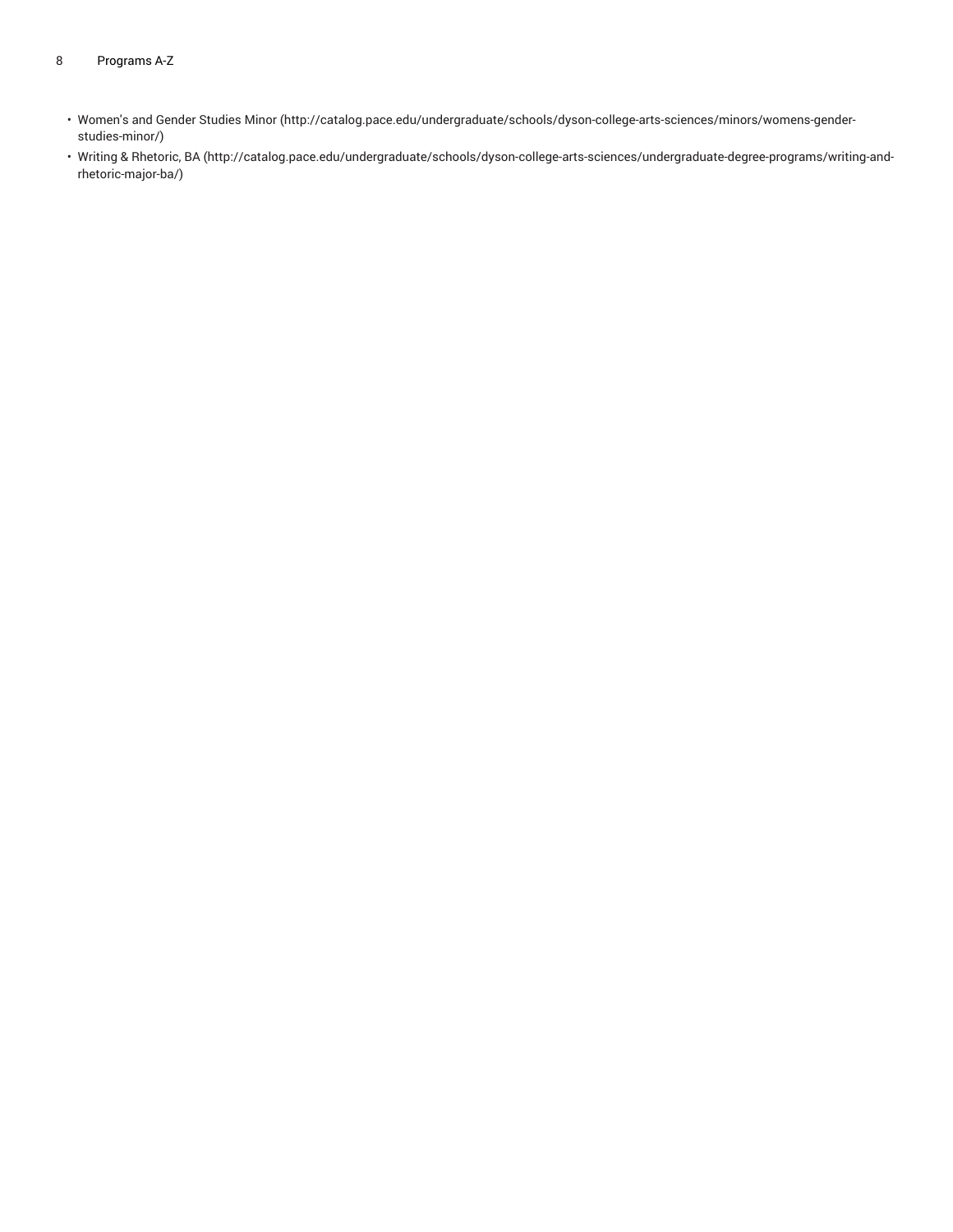- Women's and Gender Studies Minor (http://catalog.pace.edu/undergraduate/schools/dyson-college-arts-sciences/minors/womens-gender-studies-minor/)
- Writing & Rhetoric, BA (http://catalog.pace.edu/undergraduate/schools/dyson-college-arts-sciences/undergraduate-degree-programs/writing-and-rhetoric-major-ba/)